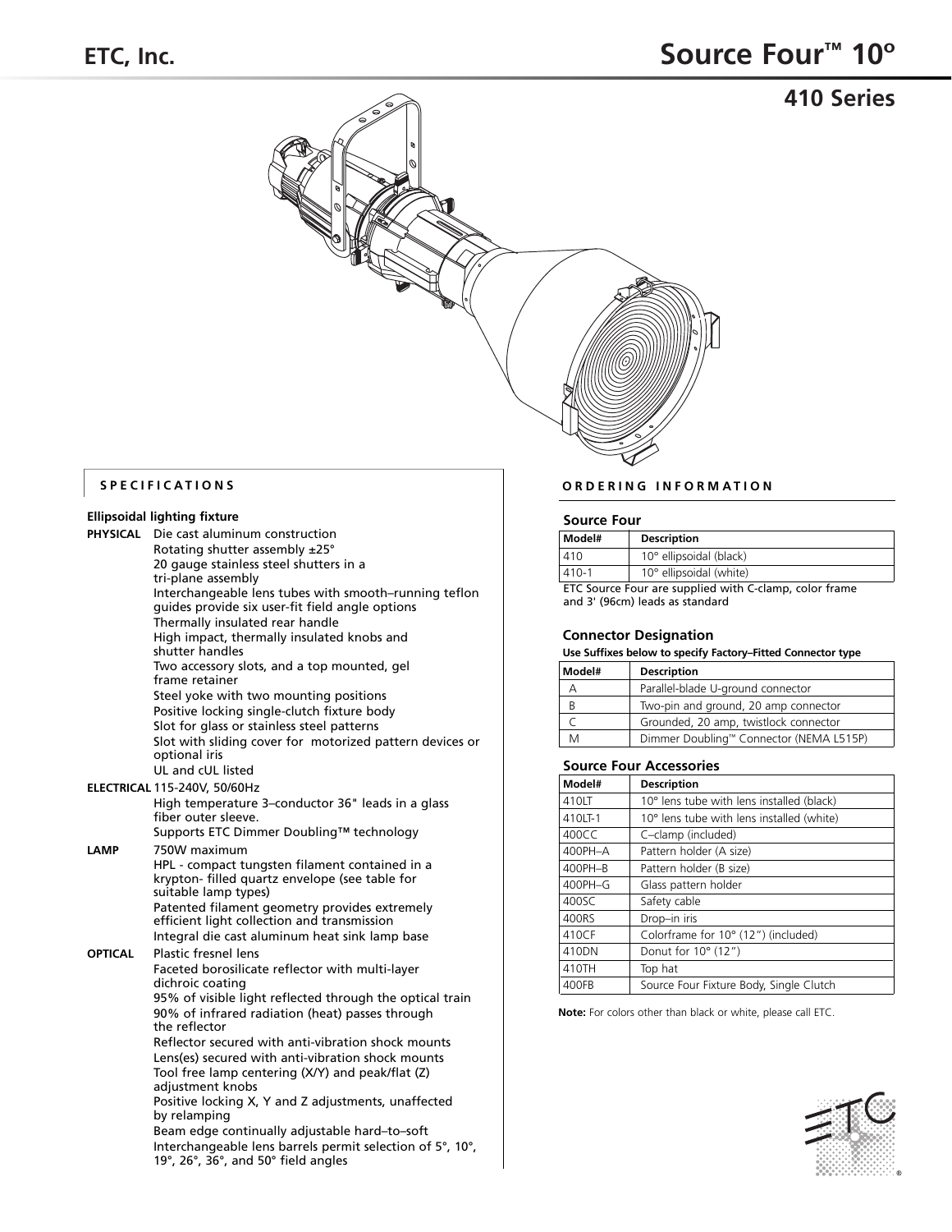# ETC, Inc.

# Source Four™ 10°

## 410 Series

## SPECIFICATIONS

### Ellipsoidal lighting fixture

**PHYSICAL**
- Die cast aluminum construction
- Rotating shutter assembly ±25°
- 20 gauge stainless steel shutters in a tri-plane assembly
- Interchangeable lens tubes with smooth–running teflon guides provide six user-fit field angle options
- Thermally insulated rear handle
- High impact, thermally insulated knobs and shutter handles
- Two accessory slots, and a top mounted, gel frame retainer
- Steel yoke with two mounting positions
- Positive locking single-clutch fixture body
- Slot for glass or stainless steel patterns
- Slot with sliding cover for motorized pattern devices or optional iris
- UL and cUL listed

**ELECTRICAL**
- 115-240V, 50/60Hz
- High temperature 3–conductor 36" leads in a glass fiber outer sleeve.
- Supports ETC Dimmer Doubling™ technology

**LAMP**
- 750W maximum
- HPL - compact tungsten filament contained in a krypton- filled quartz envelope (see table for suitable lamp types)
- Patented filament geometry provides extremely efficient light collection and transmission
- Integral die cast aluminum heat sink lamp base

**OPTICAL**
- Plastic fresnel lens
- Faceted borosilicate reflector with multi-layer dichroic coating
- 95% of visible light reflected through the optical train
- 90% of infrared radiation (heat) passes through the reflector
- Reflector secured with anti-vibration shock mounts
- Lens(es) secured with anti-vibration shock mounts
- Tool free lamp centering (X/Y) and peak/flat (Z) adjustment knobs
- Positive locking X, Y and Z adjustments, unaffected by relamping
- Beam edge continually adjustable hard–to–soft
- Interchangeable lens barrels permit selection of 5°, 10°, 19°, 26°, 36°, and 50° field angles

## ORDERING INFORMATION

### Source Four

| Model# | Description |
|---|---|
| 410 | 10° ellipsoidal (black) |
| 410-1 | 10° ellipsoidal (white) |

ETC Source Four are supplied with C-clamp, color frame and 3' (96cm) leads as standard

### Connector Designation

**Use Suffixes below to specify Factory–Fitted Connector type**

| Model# | Description |
|---|---|
| A | Parallel-blade U-ground connector |
| B | Two-pin and ground, 20 amp connector |
| C | Grounded, 20 amp, twistlock connector |
| M | Dimmer Doubling™ Connector (NEMA L515P) |

### Source Four Accessories

| Model# | Description |
|---|---|
| 410LT | 10° lens tube with lens installed (black) |
| 410LT-1 | 10° lens tube with lens installed (white) |
| 400CC | C–clamp (included) |
| 400PH–A | Pattern holder (A size) |
| 400PH–B | Pattern holder (B size) |
| 400PH–G | Glass pattern holder |
| 400SC | Safety cable |
| 400RS | Drop–in iris |
| 410CF | Colorframe for 10° (12") (included) |
| 410DN | Donut for 10° (12") |
| 410TH | Top hat |
| 400FB | Source Four Fixture Body, Single Clutch |

**Note:** For colors other than black or white, please call ETC.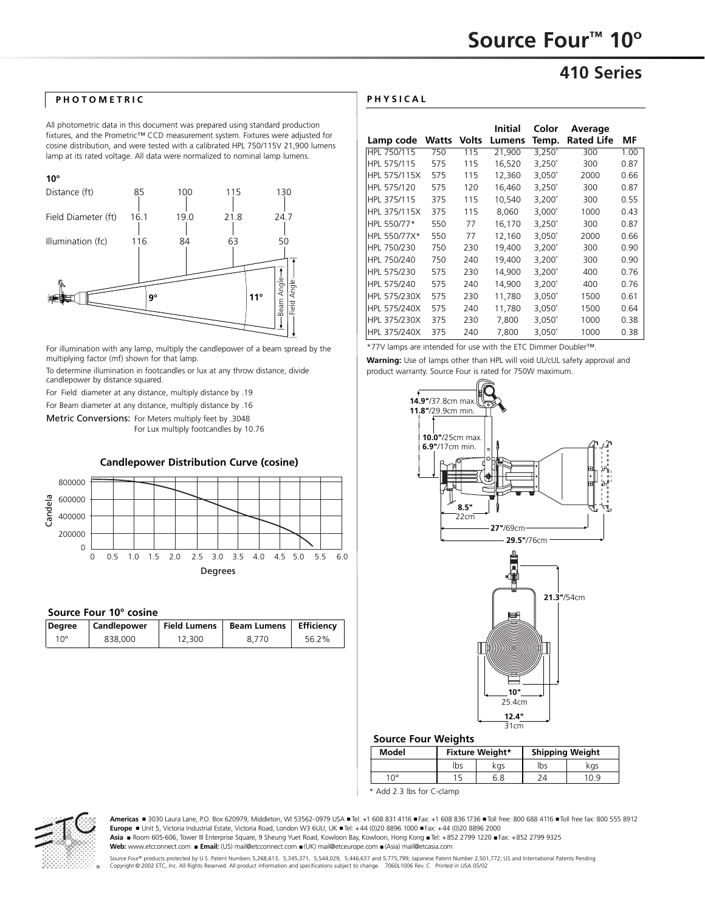# Source Four™ 10º

## 410 Series

### PHOTOMETRIC

All photometric data in this document was prepared using standard production fixtures, and the Prometric™ CCD measurement system. Fixtures were adjusted for cosine distribution, and were tested with a calibrated HPL 750/115V 21,900 lumens lamp at its rated voltage. All data were normalized to nominal lamp lumens.

**10°**

Distance (ft) 85 100 115 130

Field Diameter (ft) 16.1 19.0 21.8 24.7

Illumination (fc) 116 84 63 50

9° 11° Beam Angle Field Angle

For illumination with any lamp, multiply the candlepower of a beam spread by the multiplying factor (mf) shown for that lamp.

To determine illumination in footcandles or lux at any throw distance, divide candlepower by distance squared.

For Field diameter at any distance, multiply distance by .19

For Beam diameter at any distance, multiply distance by .16

Metric Conversions: For Meters multiply feet by .3048
For Lux multiply footcandles by 10.76

**Candlepower Distribution Curve (cosine)**

Candela
800000
600000
400000
200000
0

0 0.5 1.0 1.5 2.0 2.5 3.0 3.5 4.0 4.5 5.0 5.5 6.0
Degrees

**Source Four 10° cosine**

| Degree | Candlepower | Field Lumens | Beam Lumens | Efficiency |
|---|---|---|---|---|
| 10° | 838,000 | 12,300 | 8,770 | 56.2% |

### PHYSICAL

| Lamp code | Watts | Volts | Initial Lumens | Color Temp. | Average Rated Life | MF |
|---|---|---|---|---|---|---|
| HPL 750/115 | 750 | 115 | 21,900 | 3,250˚ | 300 | 1.00 |
| HPL 575/115 | 575 | 115 | 16,520 | 3,250˚ | 300 | 0.87 |
| HPL 575/115X | 575 | 115 | 12,360 | 3,050˚ | 2000 | 0.66 |
| HPL 575/120 | 575 | 120 | 16,460 | 3,250˚ | 300 | 0.87 |
| HPL 375/115 | 375 | 115 | 10,540 | 3,200˚ | 300 | 0.55 |
| HPL 375/115X | 375 | 115 | 8,060 | 3,000˚ | 1000 | 0.43 |
| HPL 550/77* | 550 | 77 | 16,170 | 3,250˚ | 300 | 0.87 |
| HPL 550/77X* | 550 | 77 | 12,160 | 3,050˚ | 2000 | 0.66 |
| HPL 750/230 | 750 | 230 | 19,400 | 3,200˚ | 300 | 0.90 |
| HPL 750/240 | 750 | 240 | 19,400 | 3,200˚ | 300 | 0.90 |
| HPL 575/230 | 575 | 230 | 14,900 | 3,200˚ | 400 | 0.76 |
| HPL 575/240 | 575 | 240 | 14,900 | 3,200˚ | 400 | 0.76 |
| HPL 575/230X | 575 | 230 | 11,780 | 3,050˚ | 1500 | 0.61 |
| HPL 575/240X | 575 | 240 | 11,780 | 3,050˚ | 1500 | 0.64 |
| HPL 375/230X | 375 | 230 | 7,800 | 3,050˚ | 1000 | 0.38 |
| HPL 375/240X | 375 | 240 | 7,800 | 3,050˚ | 1000 | 0.38 |

*77V lamps are intended for use with the ETC Dimmer Doubler™.

**Warning:** Use of lamps other than HPL will void UL/cUL safety approval and product warranty. Source Four is rated for 750W maximum.

**14.9"**/37.8cm max.
**11.8"**/29.9cm min.

**10.0"**/25cm max.
**6.9"**/17cm min.

**8.5"** 22cm

**27"**/69cm

**29.5"**/76cm

**21.3"**/54cm

**10"** 25.4cm

**12.4"** 31cm

**Source Four Weights**

| Model | Fixture Weight* | | Shipping Weight | |
|---|---|---|---|---|
| | lbs | kgs | lbs | kgs |
| 10° | 15 | 6.8 | 24 | 10.9 |

\* Add 2.3 lbs for C-clamp

**Americas** ■ 3030 Laura Lane, P.O. Box 620979, Middleton, WI 53562-0979 USA ■ Tel: +1 608 831 4116 ■ Fax: +1 608 836 1736 ■ Toll free: 800 688 4116 ■ Toll free fax: 800 555 8912
**Europe** ■ Unit 5, Victoria Industrial Estate, Victoria Road, London W3 6UU, UK ■ Tel: +44 (0)20 8896 1000 ■ Fax: +44 (0)20 8896 2000
**Asia** ■ Room 605-606, Tower III Enterprise Square, 9 Sheung Yuet Road, Kowloon Bay, Kowloon, Hong Kong ■ Tel: +852 2799 1220 ■ Fax: +852 2799 9325
**Web:** www.etcconnect.com ■ **Email:** (US) mail@etcconnect.com ■ (UK) mail@etceurope.com ■ (Asia) mail@etcasia.com

Source Four® products protected by U.S. Patent Numbers 5,268,613, 5,345,371, 5,544,029, 5,446,637 and 5,775,799; Japanese Patent Number 2,501,772; US and International Patents Pending.
Copyright © 2002 ETC, Inc. All Rights Reserved. All product information and specifications subject to change. 7060L1006 Rev. C Printed in USA 05/02